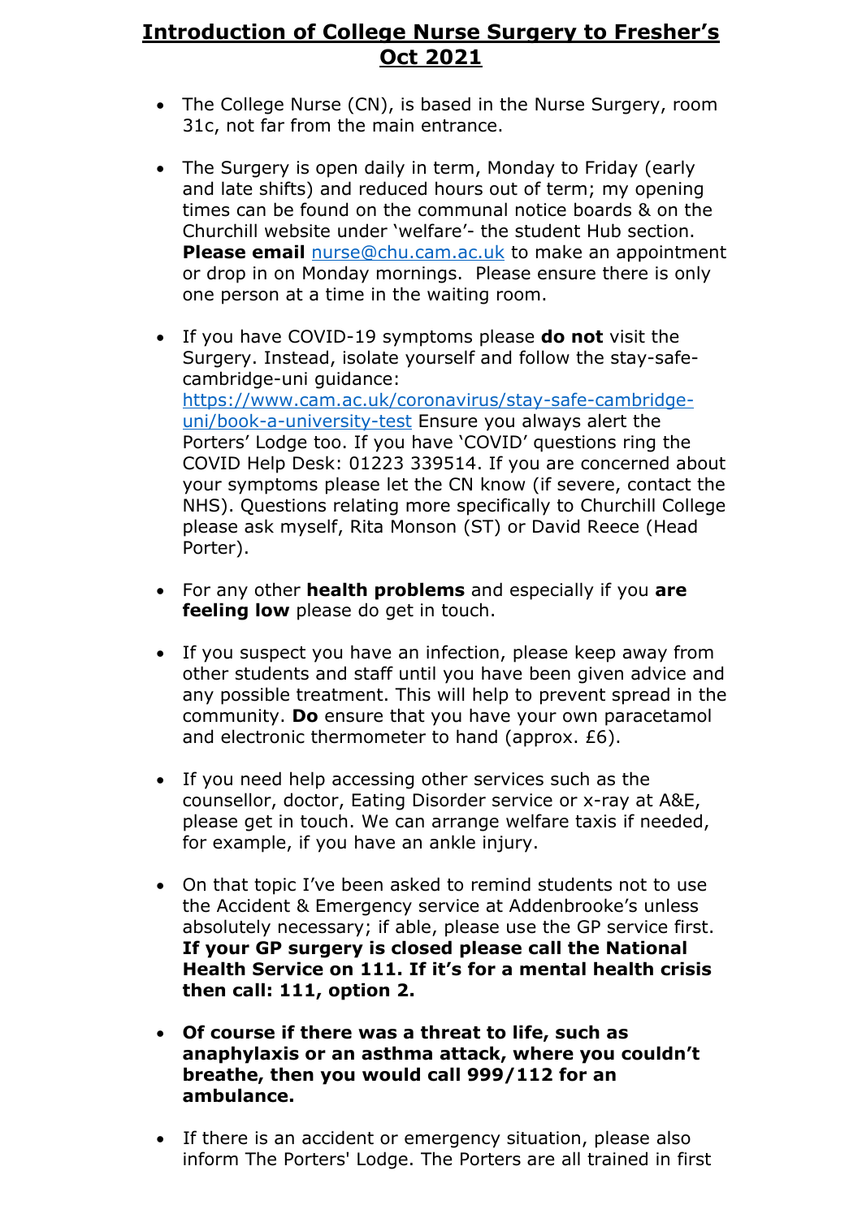# Introduction of College Nurse Surgery to Fresher's Oct 2021

- The College Nurse (CN), is based in the Nurse Surgery, room 31c, not far from the main entrance.

- The Surgery is open daily in term, Monday to Friday (early and late shifts) and reduced hours out of term; my opening times can be found on the communal notice boards & on the Churchill website under 'welfare'- the student Hub section. **Please email** nurse@chu.cam.ac.uk to make an appointment or drop in on Monday mornings. Please ensure there is only one person at a time in the waiting room.

- If you have COVID-19 symptoms please **do not** visit the Surgery. Instead, isolate yourself and follow the stay-safe-cambridge-uni guidance: https://www.cam.ac.uk/coronavirus/stay-safe-cambridge-uni/book-a-university-test Ensure you always alert the Porters' Lodge too. If you have 'COVID' questions ring the COVID Help Desk: 01223 339514. If you are concerned about your symptoms please let the CN know (if severe, contact the NHS). Questions relating more specifically to Churchill College please ask myself, Rita Monson (ST) or David Reece (Head Porter).

- For any other **health problems** and especially if you **are feeling low** please do get in touch.

- If you suspect you have an infection, please keep away from other students and staff until you have been given advice and any possible treatment. This will help to prevent spread in the community. **Do** ensure that you have your own paracetamol and electronic thermometer to hand (approx. £6).

- If you need help accessing other services such as the counsellor, doctor, Eating Disorder service or x-ray at A&E, please get in touch. We can arrange welfare taxis if needed, for example, if you have an ankle injury.

- On that topic I've been asked to remind students not to use the Accident & Emergency service at Addenbrooke's unless absolutely necessary; if able, please use the GP service first. **If your GP surgery is closed please call the National Health Service on 111. If it's for a mental health crisis then call: 111, option 2.**

- **Of course if there was a threat to life, such as anaphylaxis or an asthma attack, where you couldn't breathe, then you would call 999/112 for an ambulance.**

- If there is an accident or emergency situation, please also inform The Porters' Lodge. The Porters are all trained in first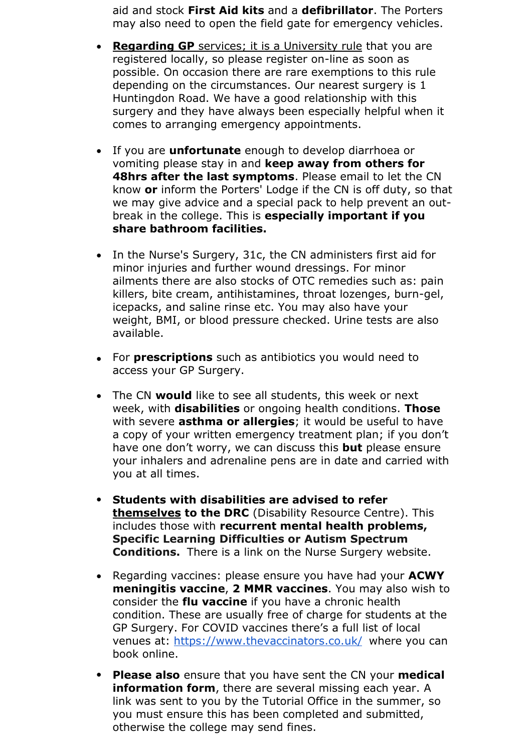aid and stock **First Aid kits** and a **defibrillator**. The Porters may also need to open the field gate for emergency vehicles.

- **Regarding GP** services; it is a University rule that you are registered locally, so please register on-line as soon as possible. On occasion there are rare exemptions to this rule depending on the circumstances. Our nearest surgery is 1 Huntingdon Road. We have a good relationship with this surgery and they have always been especially helpful when it comes to arranging emergency appointments.

- If you are **unfortunate** enough to develop diarrhoea or vomiting please stay in and **keep away from others for 48hrs after the last symptoms**. Please email to let the CN know **or** inform the Porters' Lodge if the CN is off duty, so that we may give advice and a special pack to help prevent an out-break in the college. This is **especially important if you share bathroom facilities.**

- In the Nurse's Surgery, 31c, the CN administers first aid for minor injuries and further wound dressings. For minor ailments there are also stocks of OTC remedies such as: pain killers, bite cream, antihistamines, throat lozenges, burn-gel, icepacks, and saline rinse etc. You may also have your weight, BMI, or blood pressure checked. Urine tests are also available.

- For **prescriptions** such as antibiotics you would need to access your GP Surgery.

- The CN **would** like to see all students, this week or next week, with **disabilities** or ongoing health conditions. **Those** with severe **asthma or allergies**; it would be useful to have a copy of your written emergency treatment plan; if you don't have one don't worry, we can discuss this **but** please ensure your inhalers and adrenaline pens are in date and carried with you at all times.

- **Students with disabilities are advised to refer themselves to the DRC** (Disability Resource Centre). This includes those with **recurrent mental health problems, Specific Learning Difficulties or Autism Spectrum Conditions.** There is a link on the Nurse Surgery website.

- Regarding vaccines: please ensure you have had your **ACWY meningitis vaccine**, **2 MMR vaccines**. You may also wish to consider the **flu vaccine** if you have a chronic health condition. These are usually free of charge for students at the GP Surgery. For COVID vaccines there's a full list of local venues at: https://www.thevaccinators.co.uk/ where you can book online.

- **Please also** ensure that you have sent the CN your **medical information form**, there are several missing each year. A link was sent to you by the Tutorial Office in the summer, so you must ensure this has been completed and submitted, otherwise the college may send fines.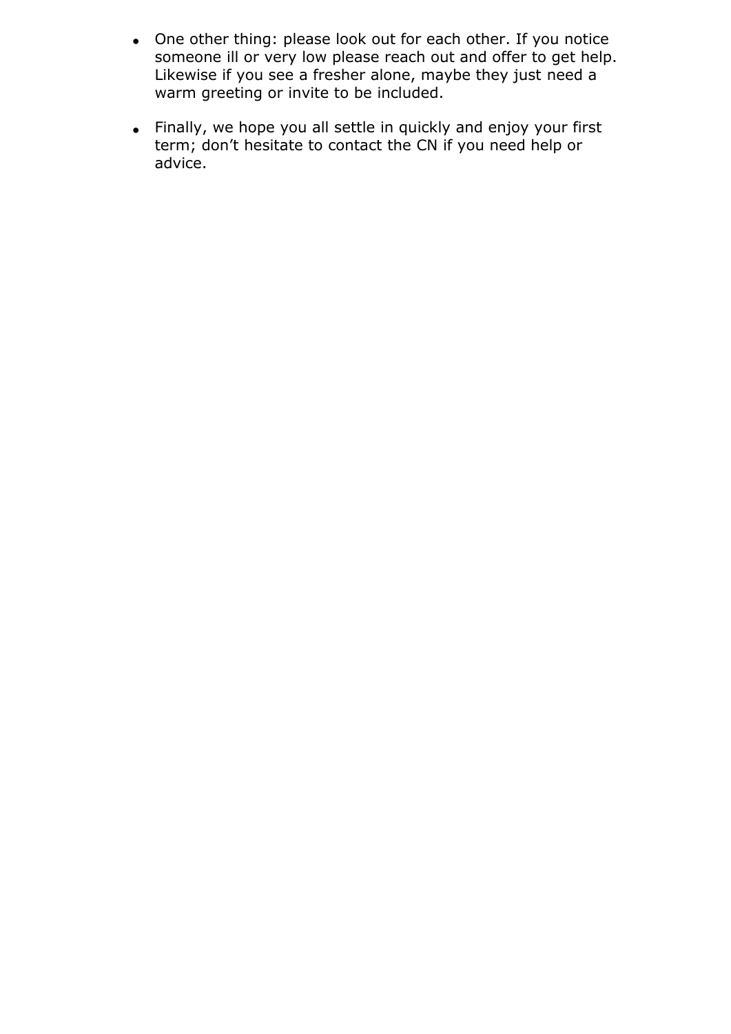- One other thing: please look out for each other. If you notice someone ill or very low please reach out and offer to get help. Likewise if you see a fresher alone, maybe they just need a warm greeting or invite to be included.

- Finally, we hope you all settle in quickly and enjoy your first term; don't hesitate to contact the CN if you need help or advice.